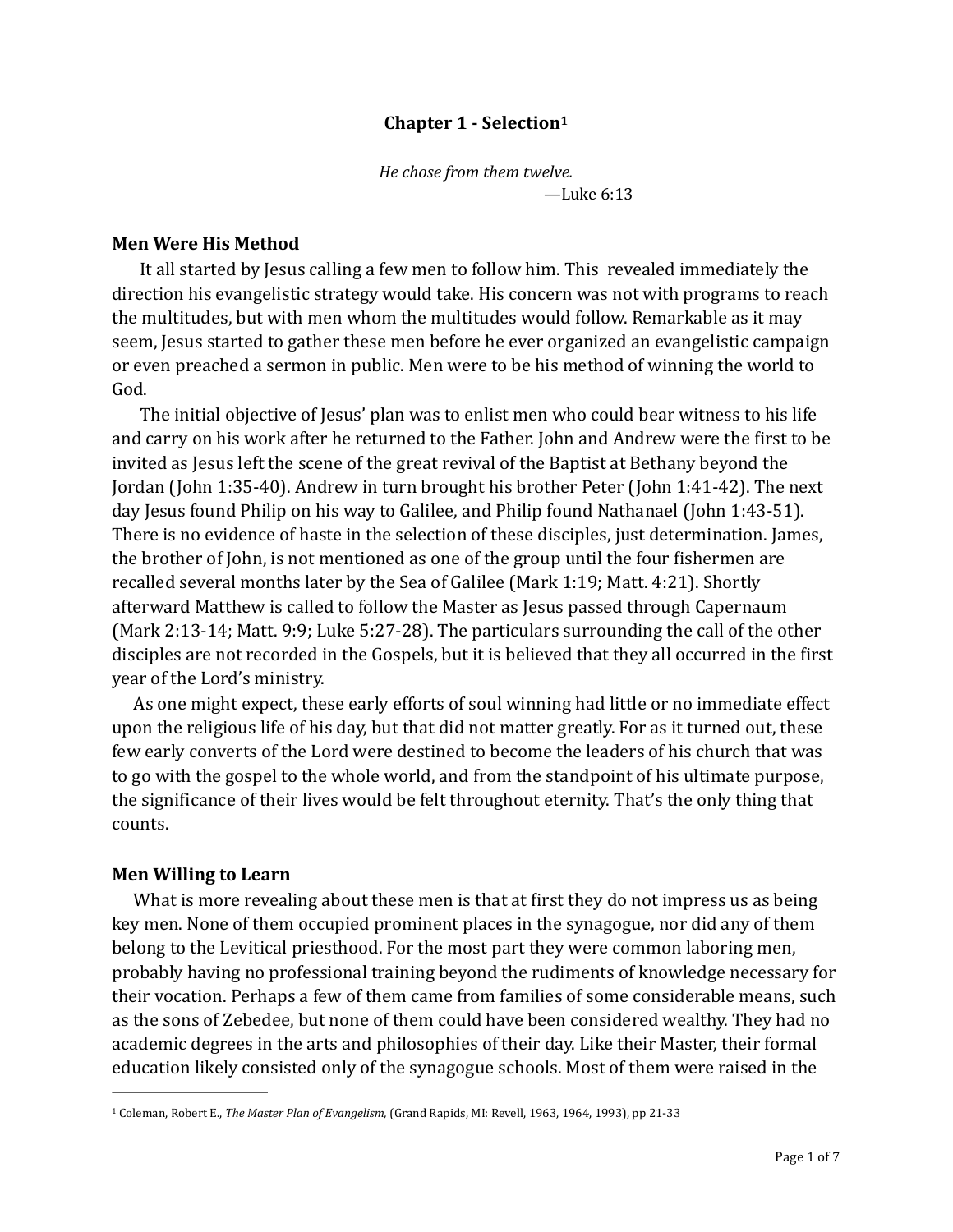# Chapter 1 - Selection[1]

*He chose from them twelve.*
—Luke 6:13

## Men Were His Method

It all started by Jesus calling a few men to follow him. This revealed immediately the direction his evangelistic strategy would take. His concern was not with programs to reach the multitudes, but with men whom the multitudes would follow. Remarkable as it may seem, Jesus started to gather these men before he ever organized an evangelistic campaign or even preached a sermon in public. Men were to be his method of winning the world to God.

The initial objective of Jesus' plan was to enlist men who could bear witness to his life and carry on his work after he returned to the Father. John and Andrew were the first to be invited as Jesus left the scene of the great revival of the Baptist at Bethany beyond the Jordan (John 1:35-40). Andrew in turn brought his brother Peter (John 1:41-42). The next day Jesus found Philip on his way to Galilee, and Philip found Nathanael (John 1:43-51). There is no evidence of haste in the selection of these disciples, just determination. James, the brother of John, is not mentioned as one of the group until the four fishermen are recalled several months later by the Sea of Galilee (Mark 1:19; Matt. 4:21). Shortly afterward Matthew is called to follow the Master as Jesus passed through Capernaum (Mark 2:13-14; Matt. 9:9; Luke 5:27-28). The particulars surrounding the call of the other disciples are not recorded in the Gospels, but it is believed that they all occurred in the first year of the Lord's ministry.

As one might expect, these early efforts of soul winning had little or no immediate effect upon the religious life of his day, but that did not matter greatly. For as it turned out, these few early converts of the Lord were destined to become the leaders of his church that was to go with the gospel to the whole world, and from the standpoint of his ultimate purpose, the significance of their lives would be felt throughout eternity. That's the only thing that counts.

## Men Willing to Learn

What is more revealing about these men is that at first they do not impress us as being key men. None of them occupied prominent places in the synagogue, nor did any of them belong to the Levitical priesthood. For the most part they were common laboring men, probably having no professional training beyond the rudiments of knowledge necessary for their vocation. Perhaps a few of them came from families of some considerable means, such as the sons of Zebedee, but none of them could have been considered wealthy. They had no academic degrees in the arts and philosophies of their day. Like their Master, their formal education likely consisted only of the synagogue schools. Most of them were raised in the

---

[1] Coleman, Robert E., *The Master Plan of Evangelism,* (Grand Rapids, MI: Revell, 1963, 1964, 1993), pp 21-33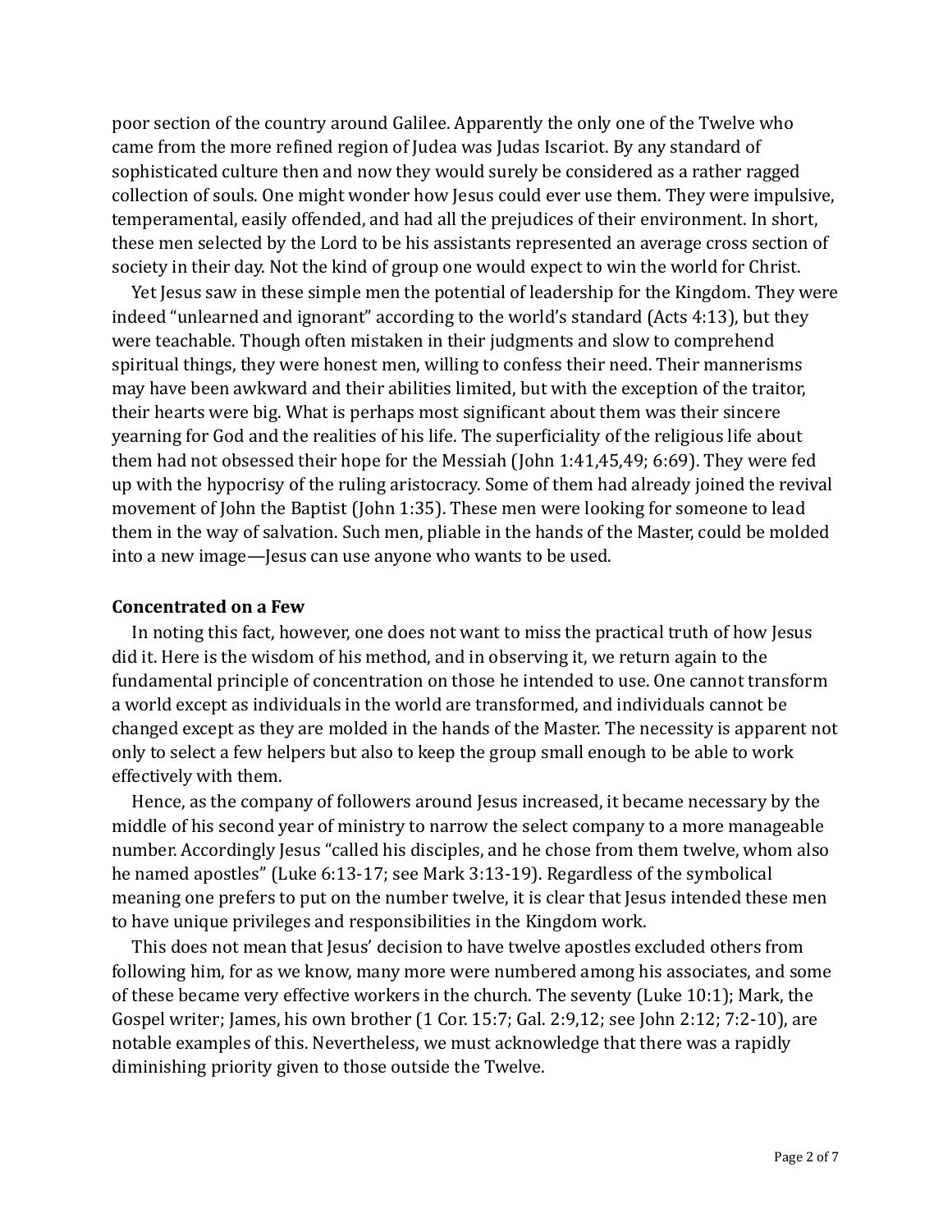poor section of the country around Galilee. Apparently the only one of the Twelve who came from the more refined region of Judea was Judas Iscariot. By any standard of sophisticated culture then and now they would surely be considered as a rather ragged collection of souls. One might wonder how Jesus could ever use them. They were impulsive, temperamental, easily offended, and had all the prejudices of their environment. In short, these men selected by the Lord to be his assistants represented an average cross section of society in their day. Not the kind of group one would expect to win the world for Christ.

Yet Jesus saw in these simple men the potential of leadership for the Kingdom. They were indeed "unlearned and ignorant" according to the world's standard (Acts 4:13), but they were teachable. Though often mistaken in their judgments and slow to comprehend spiritual things, they were honest men, willing to confess their need. Their mannerisms may have been awkward and their abilities limited, but with the exception of the traitor, their hearts were big. What is perhaps most significant about them was their sincere yearning for God and the realities of his life. The superficiality of the religious life about them had not obsessed their hope for the Messiah (John 1:41,45,49; 6:69). They were fed up with the hypocrisy of the ruling aristocracy. Some of them had already joined the revival movement of John the Baptist (John 1:35). These men were looking for someone to lead them in the way of salvation. Such men, pliable in the hands of the Master, could be molded into a new image—Jesus can use anyone who wants to be used.

**Concentrated on a Few**

In noting this fact, however, one does not want to miss the practical truth of how Jesus did it. Here is the wisdom of his method, and in observing it, we return again to the fundamental principle of concentration on those he intended to use. One cannot transform a world except as individuals in the world are transformed, and individuals cannot be changed except as they are molded in the hands of the Master. The necessity is apparent not only to select a few helpers but also to keep the group small enough to be able to work effectively with them.

Hence, as the company of followers around Jesus increased, it became necessary by the middle of his second year of ministry to narrow the select company to a more manageable number. Accordingly Jesus "called his disciples, and he chose from them twelve, whom also he named apostles" (Luke 6:13-17; see Mark 3:13-19). Regardless of the symbolical meaning one prefers to put on the number twelve, it is clear that Jesus intended these men to have unique privileges and responsibilities in the Kingdom work.

This does not mean that Jesus' decision to have twelve apostles excluded others from following him, for as we know, many more were numbered among his associates, and some of these became very effective workers in the church. The seventy (Luke 10:1); Mark, the Gospel writer; James, his own brother (1 Cor. 15:7; Gal. 2:9,12; see John 2:12; 7:2-10), are notable examples of this. Nevertheless, we must acknowledge that there was a rapidly diminishing priority given to those outside the Twelve.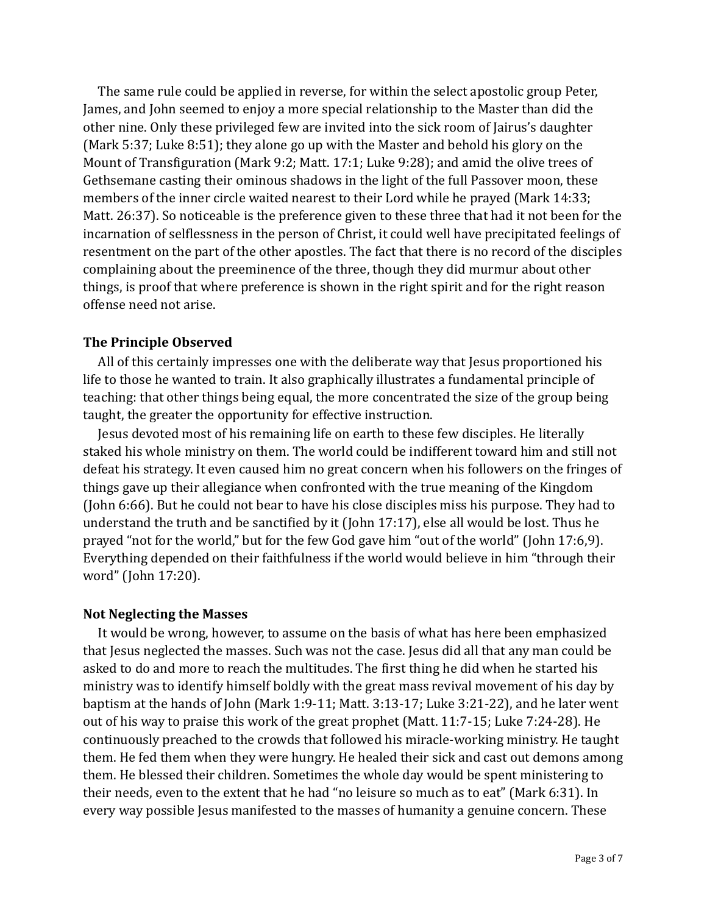The same rule could be applied in reverse, for within the select apostolic group Peter, James, and John seemed to enjoy a more special relationship to the Master than did the other nine. Only these privileged few are invited into the sick room of Jairus's daughter (Mark 5:37; Luke 8:51); they alone go up with the Master and behold his glory on the Mount of Transfiguration (Mark 9:2; Matt. 17:1; Luke 9:28); and amid the olive trees of Gethsemane casting their ominous shadows in the light of the full Passover moon, these members of the inner circle waited nearest to their Lord while he prayed (Mark 14:33; Matt. 26:37). So noticeable is the preference given to these three that had it not been for the incarnation of selflessness in the person of Christ, it could well have precipitated feelings of resentment on the part of the other apostles. The fact that there is no record of the disciples complaining about the preeminence of the three, though they did murmur about other things, is proof that where preference is shown in the right spirit and for the right reason offense need not arise.

**The Principle Observed**

All of this certainly impresses one with the deliberate way that Jesus proportioned his life to those he wanted to train. It also graphically illustrates a fundamental principle of teaching: that other things being equal, the more concentrated the size of the group being taught, the greater the opportunity for effective instruction.

Jesus devoted most of his remaining life on earth to these few disciples. He literally staked his whole ministry on them. The world could be indifferent toward him and still not defeat his strategy. It even caused him no great concern when his followers on the fringes of things gave up their allegiance when confronted with the true meaning of the Kingdom (John 6:66). But he could not bear to have his close disciples miss his purpose. They had to understand the truth and be sanctified by it (John 17:17), else all would be lost. Thus he prayed "not for the world," but for the few God gave him "out of the world" (John 17:6,9). Everything depended on their faithfulness if the world would believe in him "through their word" (John 17:20).

**Not Neglecting the Masses**

It would be wrong, however, to assume on the basis of what has here been emphasized that Jesus neglected the masses. Such was not the case. Jesus did all that any man could be asked to do and more to reach the multitudes. The first thing he did when he started his ministry was to identify himself boldly with the great mass revival movement of his day by baptism at the hands of John (Mark 1:9-11; Matt. 3:13-17; Luke 3:21-22), and he later went out of his way to praise this work of the great prophet (Matt. 11:7-15; Luke 7:24-28). He continuously preached to the crowds that followed his miracle-working ministry. He taught them. He fed them when they were hungry. He healed their sick and cast out demons among them. He blessed their children. Sometimes the whole day would be spent ministering to their needs, even to the extent that he had "no leisure so much as to eat" (Mark 6:31). In every way possible Jesus manifested to the masses of humanity a genuine concern. These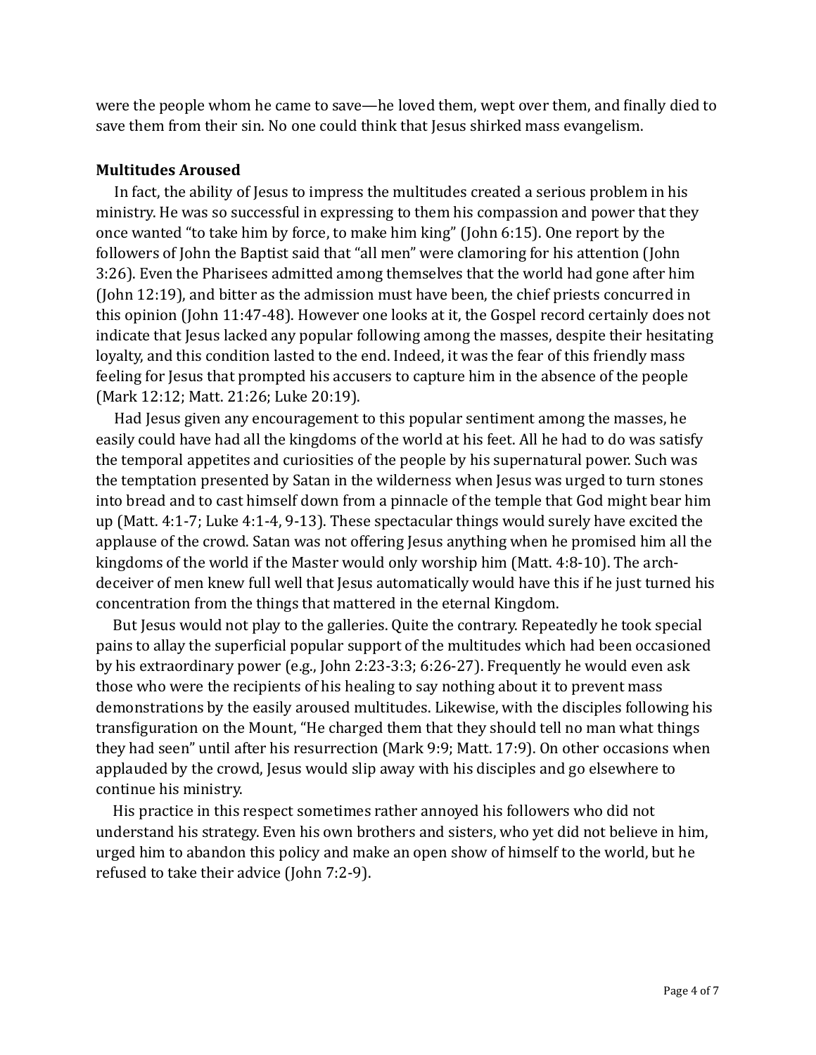were the people whom he came to save—he loved them, wept over them, and finally died to save them from their sin. No one could think that Jesus shirked mass evangelism.

**Multitudes Aroused**

In fact, the ability of Jesus to impress the multitudes created a serious problem in his ministry. He was so successful in expressing to them his compassion and power that they once wanted "to take him by force, to make him king" (John 6:15). One report by the followers of John the Baptist said that "all men" were clamoring for his attention (John 3:26). Even the Pharisees admitted among themselves that the world had gone after him (John 12:19), and bitter as the admission must have been, the chief priests concurred in this opinion (John 11:47-48). However one looks at it, the Gospel record certainly does not indicate that Jesus lacked any popular following among the masses, despite their hesitating loyalty, and this condition lasted to the end. Indeed, it was the fear of this friendly mass feeling for Jesus that prompted his accusers to capture him in the absence of the people (Mark 12:12; Matt. 21:26; Luke 20:19).

Had Jesus given any encouragement to this popular sentiment among the masses, he easily could have had all the kingdoms of the world at his feet. All he had to do was satisfy the temporal appetites and curiosities of the people by his supernatural power. Such was the temptation presented by Satan in the wilderness when Jesus was urged to turn stones into bread and to cast himself down from a pinnacle of the temple that God might bear him up (Matt. 4:1-7; Luke 4:1-4, 9-13). These spectacular things would surely have excited the applause of the crowd. Satan was not offering Jesus anything when he promised him all the kingdoms of the world if the Master would only worship him (Matt. 4:8-10). The arch-deceiver of men knew full well that Jesus automatically would have this if he just turned his concentration from the things that mattered in the eternal Kingdom.

But Jesus would not play to the galleries. Quite the contrary. Repeatedly he took special pains to allay the superficial popular support of the multitudes which had been occasioned by his extraordinary power (e.g., John 2:23-3:3; 6:26-27). Frequently he would even ask those who were the recipients of his healing to say nothing about it to prevent mass demonstrations by the easily aroused multitudes. Likewise, with the disciples following his transfiguration on the Mount, "He charged them that they should tell no man what things they had seen" until after his resurrection (Mark 9:9; Matt. 17:9). On other occasions when applauded by the crowd, Jesus would slip away with his disciples and go elsewhere to continue his ministry.

His practice in this respect sometimes rather annoyed his followers who did not understand his strategy. Even his own brothers and sisters, who yet did not believe in him, urged him to abandon this policy and make an open show of himself to the world, but he refused to take their advice (John 7:2-9).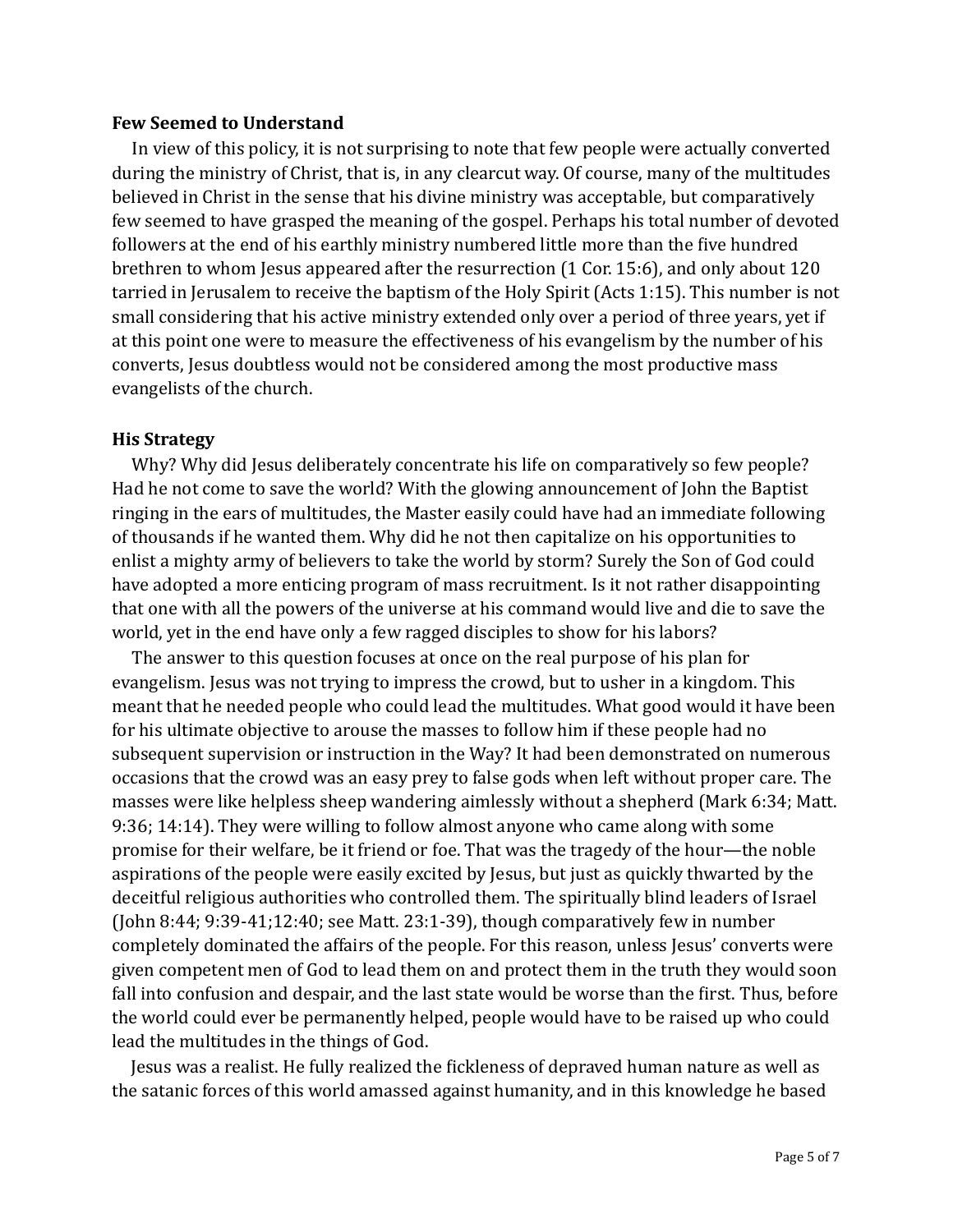**Few Seemed to Understand**

In view of this policy, it is not surprising to note that few people were actually converted during the ministry of Christ, that is, in any clearcut way. Of course, many of the multitudes believed in Christ in the sense that his divine ministry was acceptable, but comparatively few seemed to have grasped the meaning of the gospel. Perhaps his total number of devoted followers at the end of his earthly ministry numbered little more than the five hundred brethren to whom Jesus appeared after the resurrection (1 Cor. 15:6), and only about 120 tarried in Jerusalem to receive the baptism of the Holy Spirit (Acts 1:15). This number is not small considering that his active ministry extended only over a period of three years, yet if at this point one were to measure the effectiveness of his evangelism by the number of his converts, Jesus doubtless would not be considered among the most productive mass evangelists of the church.

**His Strategy**

Why? Why did Jesus deliberately concentrate his life on comparatively so few people? Had he not come to save the world? With the glowing announcement of John the Baptist ringing in the ears of multitudes, the Master easily could have had an immediate following of thousands if he wanted them. Why did he not then capitalize on his opportunities to enlist a mighty army of believers to take the world by storm? Surely the Son of God could have adopted a more enticing program of mass recruitment. Is it not rather disappointing that one with all the powers of the universe at his command would live and die to save the world, yet in the end have only a few ragged disciples to show for his labors?

The answer to this question focuses at once on the real purpose of his plan for evangelism. Jesus was not trying to impress the crowd, but to usher in a kingdom. This meant that he needed people who could lead the multitudes. What good would it have been for his ultimate objective to arouse the masses to follow him if these people had no subsequent supervision or instruction in the Way? It had been demonstrated on numerous occasions that the crowd was an easy prey to false gods when left without proper care. The masses were like helpless sheep wandering aimlessly without a shepherd (Mark 6:34; Matt. 9:36; 14:14). They were willing to follow almost anyone who came along with some promise for their welfare, be it friend or foe. That was the tragedy of the hour—the noble aspirations of the people were easily excited by Jesus, but just as quickly thwarted by the deceitful religious authorities who controlled them. The spiritually blind leaders of Israel (John 8:44; 9:39-41;12:40; see Matt. 23:1-39), though comparatively few in number completely dominated the affairs of the people. For this reason, unless Jesus' converts were given competent men of God to lead them on and protect them in the truth they would soon fall into confusion and despair, and the last state would be worse than the first. Thus, before the world could ever be permanently helped, people would have to be raised up who could lead the multitudes in the things of God.

Jesus was a realist. He fully realized the fickleness of depraved human nature as well as the satanic forces of this world amassed against humanity, and in this knowledge he based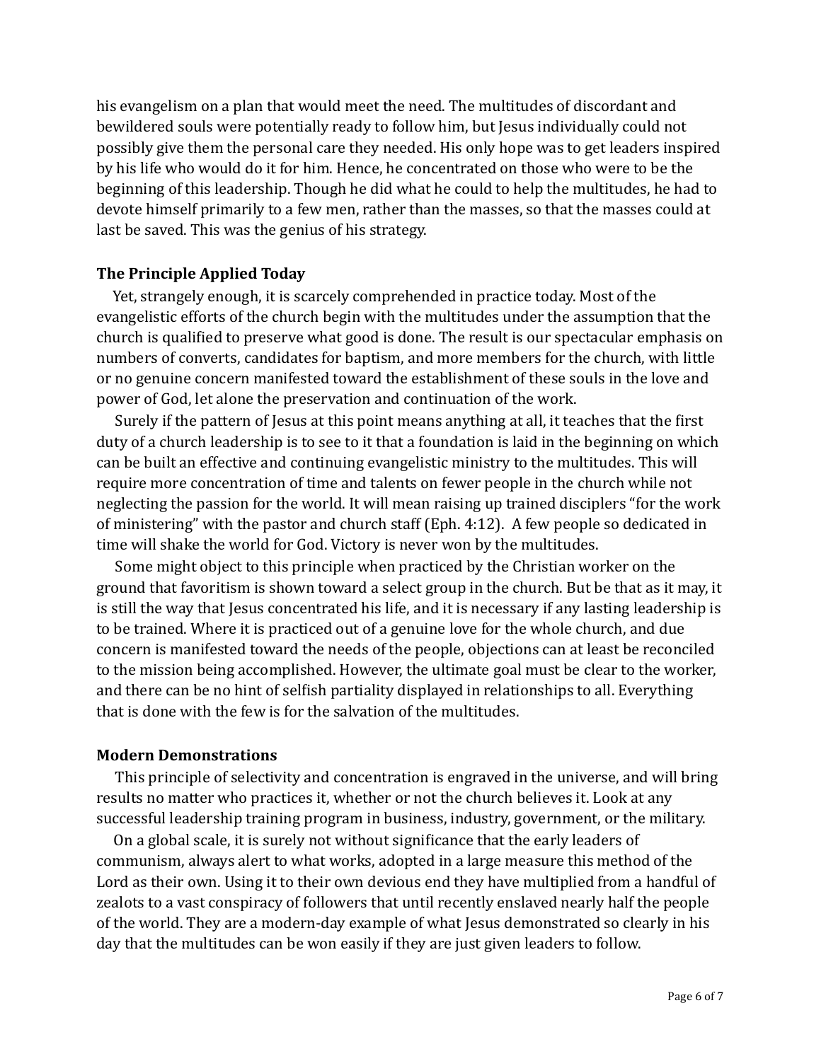his evangelism on a plan that would meet the need. The multitudes of discordant and bewildered souls were potentially ready to follow him, but Jesus individually could not possibly give them the personal care they needed. His only hope was to get leaders inspired by his life who would do it for him. Hence, he concentrated on those who were to be the beginning of this leadership. Though he did what he could to help the multitudes, he had to devote himself primarily to a few men, rather than the masses, so that the masses could at last be saved. This was the genius of his strategy.

**The Principle Applied Today**

Yet, strangely enough, it is scarcely comprehended in practice today. Most of the evangelistic efforts of the church begin with the multitudes under the assumption that the church is qualified to preserve what good is done. The result is our spectacular emphasis on numbers of converts, candidates for baptism, and more members for the church, with little or no genuine concern manifested toward the establishment of these souls in the love and power of God, let alone the preservation and continuation of the work.

Surely if the pattern of Jesus at this point means anything at all, it teaches that the first duty of a church leadership is to see to it that a foundation is laid in the beginning on which can be built an effective and continuing evangelistic ministry to the multitudes. This will require more concentration of time and talents on fewer people in the church while not neglecting the passion for the world. It will mean raising up trained disciplers "for the work of ministering" with the pastor and church staff (Eph. 4:12). A few people so dedicated in time will shake the world for God. Victory is never won by the multitudes.

Some might object to this principle when practiced by the Christian worker on the ground that favoritism is shown toward a select group in the church. But be that as it may, it is still the way that Jesus concentrated his life, and it is necessary if any lasting leadership is to be trained. Where it is practiced out of a genuine love for the whole church, and due concern is manifested toward the needs of the people, objections can at least be reconciled to the mission being accomplished. However, the ultimate goal must be clear to the worker, and there can be no hint of selfish partiality displayed in relationships to all. Everything that is done with the few is for the salvation of the multitudes.

**Modern Demonstrations**

This principle of selectivity and concentration is engraved in the universe, and will bring results no matter who practices it, whether or not the church believes it. Look at any successful leadership training program in business, industry, government, or the military.

On a global scale, it is surely not without significance that the early leaders of communism, always alert to what works, adopted in a large measure this method of the Lord as their own. Using it to their own devious end they have multiplied from a handful of zealots to a vast conspiracy of followers that until recently enslaved nearly half the people of the world. They are a modern-day example of what Jesus demonstrated so clearly in his day that the multitudes can be won easily if they are just given leaders to follow.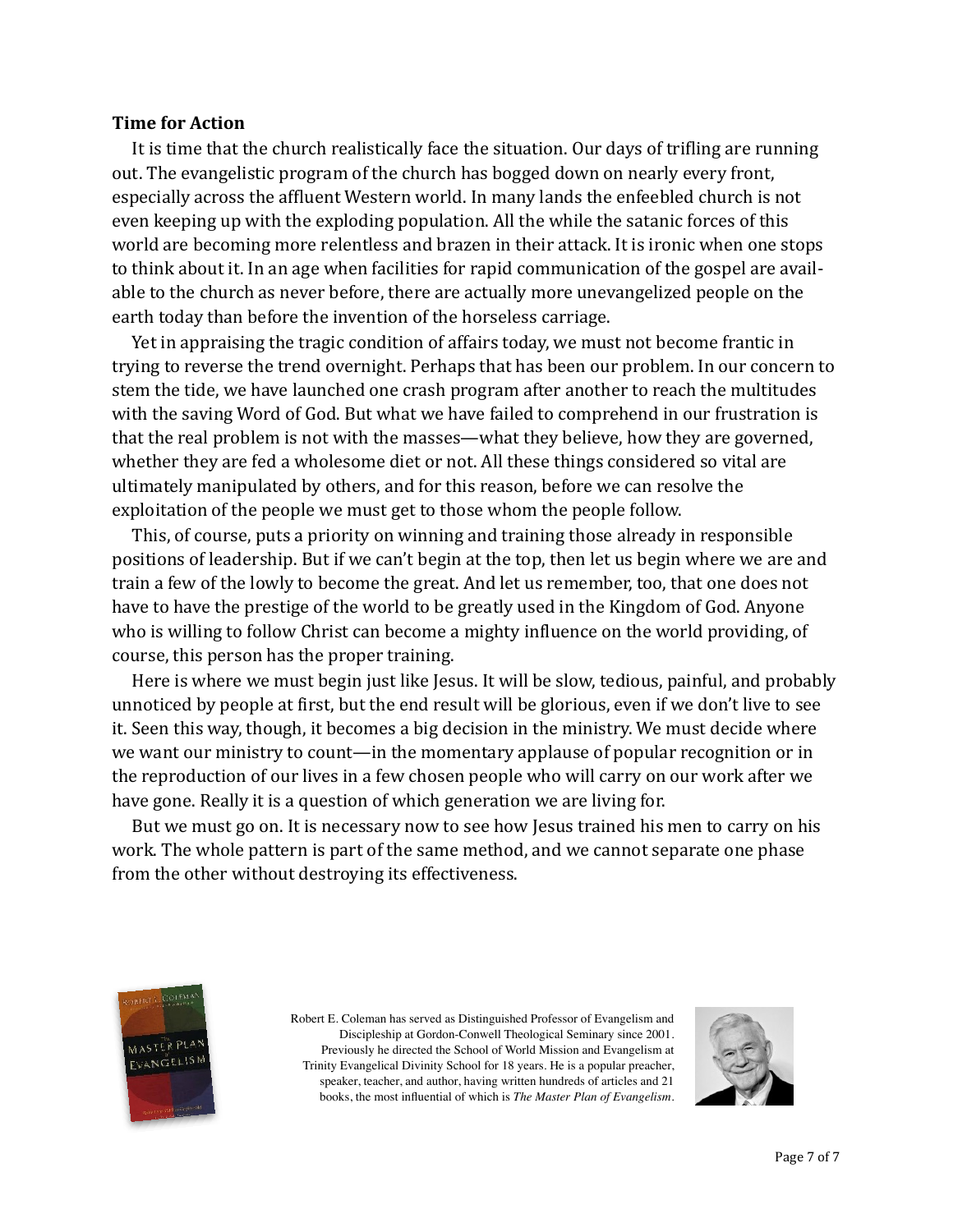**Time for Action**

It is time that the church realistically face the situation. Our days of trifling are running out. The evangelistic program of the church has bogged down on nearly every front, especially across the affluent Western world. In many lands the enfeebled church is not even keeping up with the exploding population. All the while the satanic forces of this world are becoming more relentless and brazen in their attack. It is ironic when one stops to think about it. In an age when facilities for rapid communication of the gospel are available to the church as never before, there are actually more unevangelized people on the earth today than before the invention of the horseless carriage.

Yet in appraising the tragic condition of affairs today, we must not become frantic in trying to reverse the trend overnight. Perhaps that has been our problem. In our concern to stem the tide, we have launched one crash program after another to reach the multitudes with the saving Word of God. But what we have failed to comprehend in our frustration is that the real problem is not with the masses—what they believe, how they are governed, whether they are fed a wholesome diet or not. All these things considered so vital are ultimately manipulated by others, and for this reason, before we can resolve the exploitation of the people we must get to those whom the people follow.

This, of course, puts a priority on winning and training those already in responsible positions of leadership. But if we can't begin at the top, then let us begin where we are and train a few of the lowly to become the great. And let us remember, too, that one does not have to have the prestige of the world to be greatly used in the Kingdom of God. Anyone who is willing to follow Christ can become a mighty influence on the world providing, of course, this person has the proper training.

Here is where we must begin just like Jesus. It will be slow, tedious, painful, and probably unnoticed by people at first, but the end result will be glorious, even if we don't live to see it. Seen this way, though, it becomes a big decision in the ministry. We must decide where we want our ministry to count—in the momentary applause of popular recognition or in the reproduction of our lives in a few chosen people who will carry on our work after we have gone. Really it is a question of which generation we are living for.

But we must go on. It is necessary now to see how Jesus trained his men to carry on his work. The whole pattern is part of the same method, and we cannot separate one phase from the other without destroying its effectiveness.

Robert E. Coleman has served as Distinguished Professor of Evangelism and Discipleship at Gordon-Conwell Theological Seminary since 2001. Previously he directed the School of World Mission and Evangelism at Trinity Evangelical Divinity School for 18 years. He is a popular preacher, speaker, teacher, and author, having written hundreds of articles and 21 books, the most influential of which is *The Master Plan of Evangelism*.